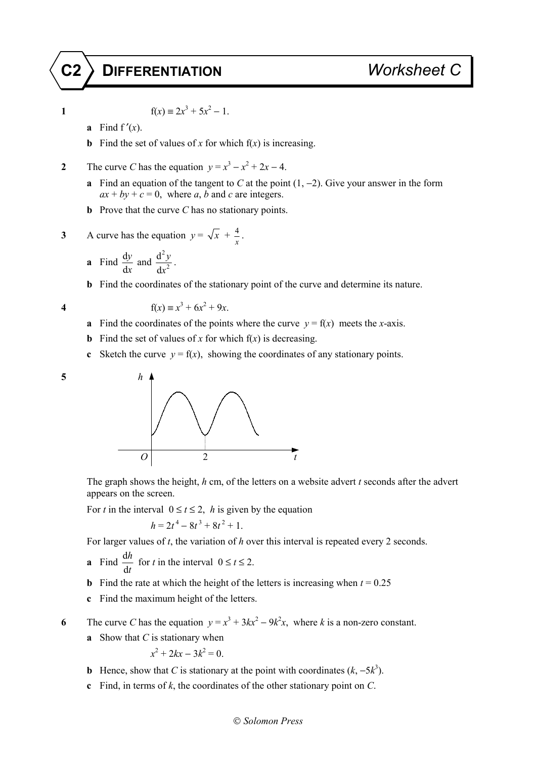# C2 DIFFERENTIATION — Worksheet C

**1** $\quad \text{f}(x) \equiv 2x^3 + 5x^2 - 1.$

**a** Find $\text{f}'(x)$.

**b** Find the set of values of $x$ for which $\text{f}(x)$ is increasing.

**2** The curve $C$ has the equation $y = x^3 - x^2 + 2x - 4$.

**a** Find an equation of the tangent to $C$ at the point $(1, -2)$. Give your answer in the form $ax + by + c = 0$, where $a$, $b$ and $c$ are integers.

**b** Prove that the curve $C$ has no stationary points.

**3** A curve has the equation $y = \sqrt{x} + \frac{4}{x}$.

**a** Find $\frac{\text{d}y}{\text{d}x}$ and $\frac{\text{d}^2 y}{\text{d}x^2}$.

**b** Find the coordinates of the stationary point of the curve and determine its nature.

**4** $\quad \text{f}(x) \equiv x^3 + 6x^2 + 9x.$

**a** Find the coordinates of the points where the curve $y = \text{f}(x)$ meets the $x$-axis.

**b** Find the set of values of $x$ for which $\text{f}(x)$ is decreasing.

**c** Sketch the curve $y = \text{f}(x)$, showing the coordinates of any stationary points.

**5**

The graph shows the height, $h$ cm, of the letters on a website advert $t$ seconds after the advert appears on the screen.

For $t$ in the interval $0 \leq t \leq 2$, $h$ is given by the equation

$$h = 2t^4 - 8t^3 + 8t^2 + 1.$$

For larger values of $t$, the variation of $h$ over this interval is repeated every 2 seconds.

**a** Find $\frac{\text{d}h}{\text{d}t}$ for $t$ in the interval $0 \leq t \leq 2$.

**b** Find the rate at which the height of the letters is increasing when $t = 0.25$

**c** Find the maximum height of the letters.

**6** The curve $C$ has the equation $y = x^3 + 3kx^2 - 9k^2x$, where $k$ is a non-zero constant.

**a** Show that $C$ is stationary when

$$x^2 + 2kx - 3k^2 = 0.$$

**b** Hence, show that $C$ is stationary at the point with coordinates $(k, -5k^3)$.

**c** Find, in terms of $k$, the coordinates of the other stationary point on $C$.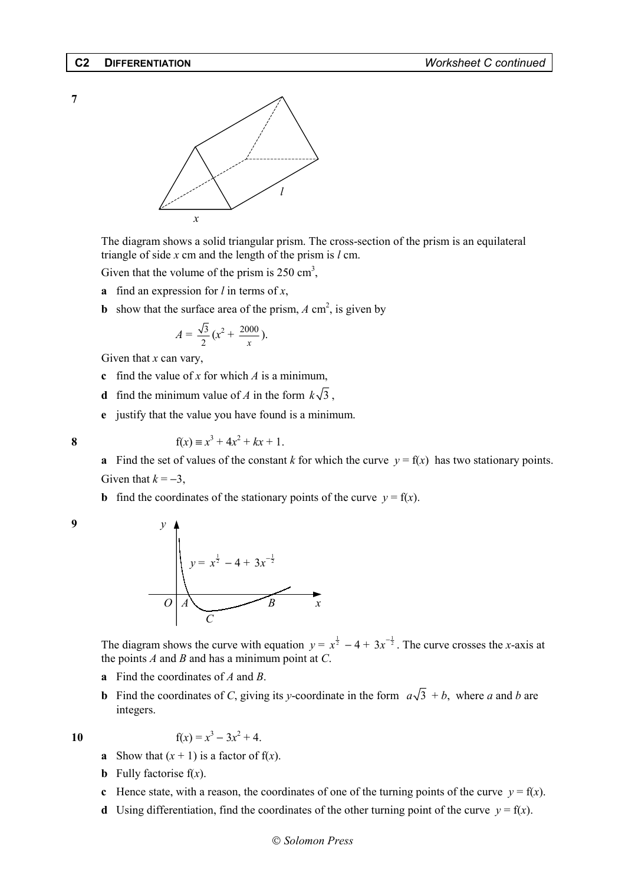**7**

$l$

$x$

The diagram shows a solid triangular prism. The cross-section of the prism is an equilateral triangle of side $x$ cm and the length of the prism is $l$ cm.

Given that the volume of the prism is 250 cm$^3$,

**a** find an expression for $l$ in terms of $x$,

**b** show that the surface area of the prism, $A$ cm$^2$, is given by

$$A = \frac{\sqrt{3}}{2}\left(x^2 + \frac{2000}{x}\right).$$

Given that $x$ can vary,

**c** find the value of $x$ for which $A$ is a minimum,

**d** find the minimum value of $A$ in the form $k\sqrt{3}$,

**e** justify that the value you have found is a minimum.

**8** $$\mathrm{f}(x) \equiv x^3 + 4x^2 + kx + 1.$$

**a** Find the set of values of the constant $k$ for which the curve $y = \mathrm{f}(x)$ has two stationary points.

Given that $k = -3$,

**b** find the coordinates of the stationary points of the curve $y = \mathrm{f}(x)$.

**9**

$y$

$y = x^{\frac{1}{2}} - 4 + 3x^{-\frac{1}{2}}$

$O$ $A$ $B$ $x$

$C$

The diagram shows the curve with equation $y = x^{\frac{1}{2}} - 4 + 3x^{-\frac{1}{2}}$. The curve crosses the $x$-axis at the points $A$ and $B$ and has a minimum point at $C$.

**a** Find the coordinates of $A$ and $B$.

**b** Find the coordinates of $C$, giving its $y$-coordinate in the form $a\sqrt{3} + b$, where $a$ and $b$ are integers.

**10** $$\mathrm{f}(x) = x^3 - 3x^2 + 4.$$

**a** Show that $(x + 1)$ is a factor of $\mathrm{f}(x)$.

**b** Fully factorise $\mathrm{f}(x)$.

**c** Hence state, with a reason, the coordinates of one of the turning points of the curve $y = \mathrm{f}(x)$.

**d** Using differentiation, find the coordinates of the other turning point of the curve $y = \mathrm{f}(x)$.